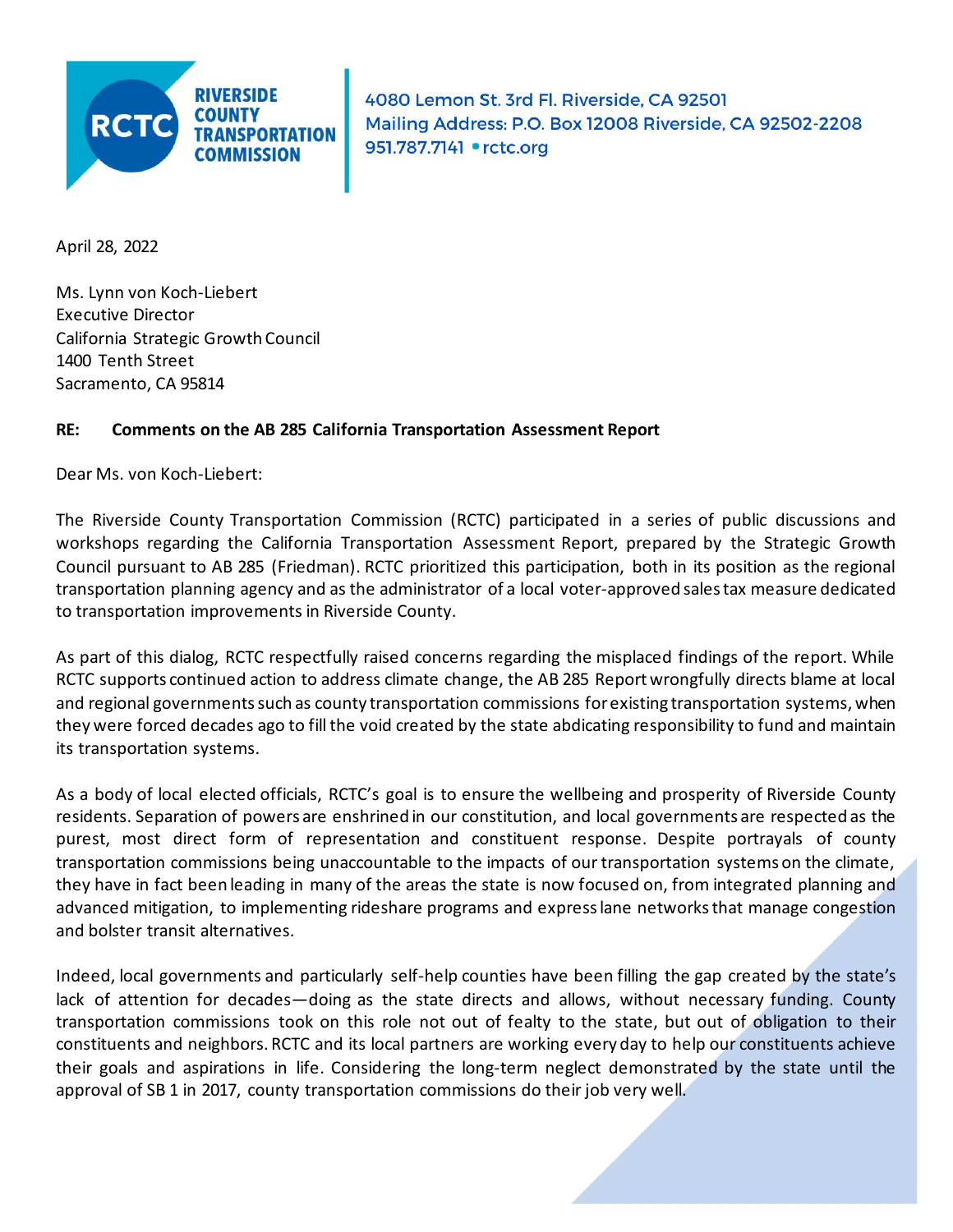RIVERSIDE COUNTY TRANSPORTATION COMMISSION

4080 Lemon St. 3rd Fl. Riverside, CA 92501
Mailing Address: P.O. Box 12008 Riverside, CA 92502-2208
951.787.7141 • rctc.org

April 28, 2022

Ms. Lynn von Koch-Liebert
Executive Director
California Strategic Growth Council
1400 Tenth Street
Sacramento, CA 95814

**RE: Comments on the AB 285 California Transportation Assessment Report**

Dear Ms. von Koch-Liebert:

The Riverside County Transportation Commission (RCTC) participated in a series of public discussions and workshops regarding the California Transportation Assessment Report, prepared by the Strategic Growth Council pursuant to AB 285 (Friedman). RCTC prioritized this participation, both in its position as the regional transportation planning agency and as the administrator of a local voter-approved sales tax measure dedicated to transportation improvements in Riverside County.

As part of this dialog, RCTC respectfully raised concerns regarding the misplaced findings of the report. While RCTC supports continued action to address climate change, the AB 285 Report wrongfully directs blame at local and regional governments such as county transportation commissions for existing transportation systems, when they were forced decades ago to fill the void created by the state abdicating responsibility to fund and maintain its transportation systems.

As a body of local elected officials, RCTC's goal is to ensure the wellbeing and prosperity of Riverside County residents. Separation of powers are enshrined in our constitution, and local governments are respected as the purest, most direct form of representation and constituent response. Despite portrayals of county transportation commissions being unaccountable to the impacts of our transportation systems on the climate, they have in fact been leading in many of the areas the state is now focused on, from integrated planning and advanced mitigation, to implementing rideshare programs and express lane networks that manage congestion and bolster transit alternatives.

Indeed, local governments and particularly self-help counties have been filling the gap created by the state's lack of attention for decades—doing as the state directs and allows, without necessary funding. County transportation commissions took on this role not out of fealty to the state, but out of obligation to their constituents and neighbors. RCTC and its local partners are working every day to help our constituents achieve their goals and aspirations in life. Considering the long-term neglect demonstrated by the state until the approval of SB 1 in 2017, county transportation commissions do their job very well.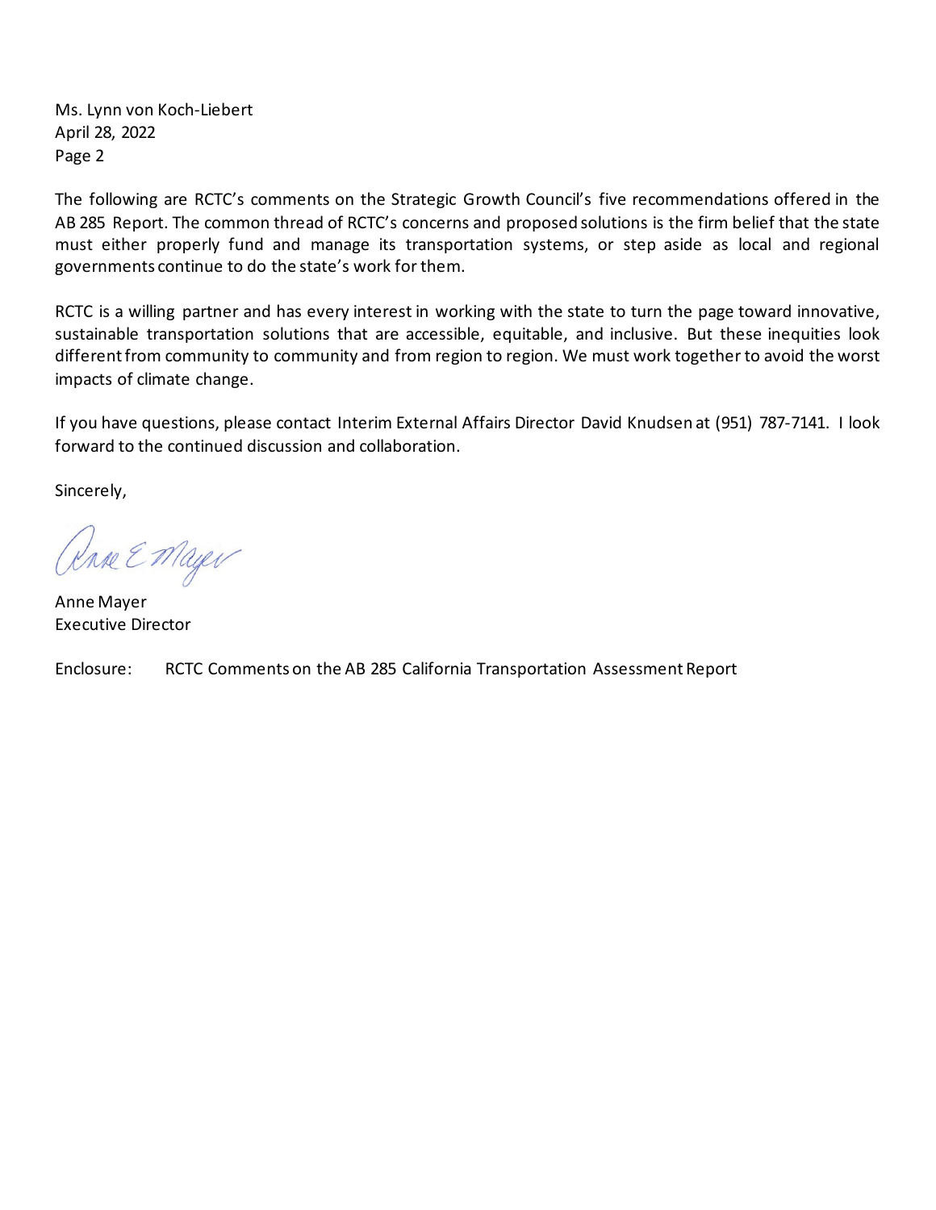Ms. Lynn von Koch-Liebert
April 28, 2022
Page 2

The following are RCTC's comments on the Strategic Growth Council's five recommendations offered in the AB 285 Report. The common thread of RCTC's concerns and proposed solutions is the firm belief that the state must either properly fund and manage its transportation systems, or step aside as local and regional governments continue to do the state's work for them.

RCTC is a willing partner and has every interest in working with the state to turn the page toward innovative, sustainable transportation solutions that are accessible, equitable, and inclusive. But these inequities look different from community to community and from region to region. We must work together to avoid the worst impacts of climate change.

If you have questions, please contact Interim External Affairs Director David Knudsen at (951) 787-7141. I look forward to the continued discussion and collaboration.

Sincerely,

Anne E Mayer

Anne Mayer
Executive Director

Enclosure: RCTC Comments on the AB 285 California Transportation Assessment Report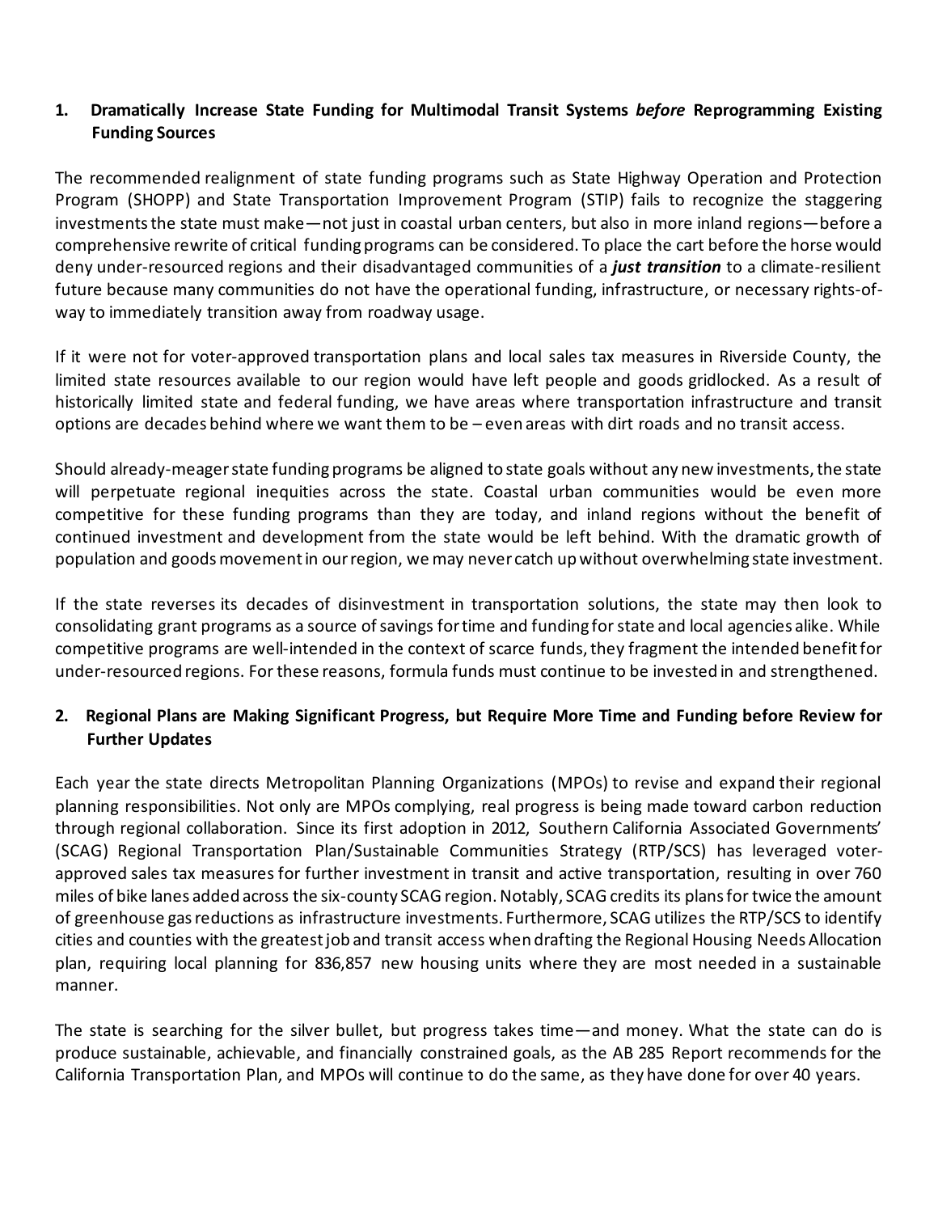1. **Dramatically Increase State Funding for Multimodal Transit Systems *before* Reprogramming Existing Funding Sources**

The recommended realignment of state funding programs such as State Highway Operation and Protection Program (SHOPP) and State Transportation Improvement Program (STIP) fails to recognize the staggering investments the state must make—not just in coastal urban centers, but also in more inland regions—before a comprehensive rewrite of critical funding programs can be considered. To place the cart before the horse would deny under-resourced regions and their disadvantaged communities of a ***just transition*** to a climate-resilient future because many communities do not have the operational funding, infrastructure, or necessary rights-of-way to immediately transition away from roadway usage.

If it were not for voter-approved transportation plans and local sales tax measures in Riverside County, the limited state resources available to our region would have left people and goods gridlocked. As a result of historically limited state and federal funding, we have areas where transportation infrastructure and transit options are decades behind where we want them to be – even areas with dirt roads and no transit access.

Should already-meager state funding programs be aligned to state goals without any new investments, the state will perpetuate regional inequities across the state. Coastal urban communities would be even more competitive for these funding programs than they are today, and inland regions without the benefit of continued investment and development from the state would be left behind. With the dramatic growth of population and goods movement in our region, we may never catch up without overwhelming state investment.

If the state reverses its decades of disinvestment in transportation solutions, the state may then look to consolidating grant programs as a source of savings for time and funding for state and local agencies alike. While competitive programs are well-intended in the context of scarce funds, they fragment the intended benefit for under-resourced regions. For these reasons, formula funds must continue to be invested in and strengthened.

2. **Regional Plans are Making Significant Progress, but Require More Time and Funding before Review for Further Updates**

Each year the state directs Metropolitan Planning Organizations (MPOs) to revise and expand their regional planning responsibilities. Not only are MPOs complying, real progress is being made toward carbon reduction through regional collaboration. Since its first adoption in 2012, Southern California Associated Governments' (SCAG) Regional Transportation Plan/Sustainable Communities Strategy (RTP/SCS) has leveraged voter-approved sales tax measures for further investment in transit and active transportation, resulting in over 760 miles of bike lanes added across the six-county SCAG region. Notably, SCAG credits its plans for twice the amount of greenhouse gas reductions as infrastructure investments. Furthermore, SCAG utilizes the RTP/SCS to identify cities and counties with the greatest job and transit access when drafting the Regional Housing Needs Allocation plan, requiring local planning for 836,857 new housing units where they are most needed in a sustainable manner.

The state is searching for the silver bullet, but progress takes time—and money. What the state can do is produce sustainable, achievable, and financially constrained goals, as the AB 285 Report recommends for the California Transportation Plan, and MPOs will continue to do the same, as they have done for over 40 years.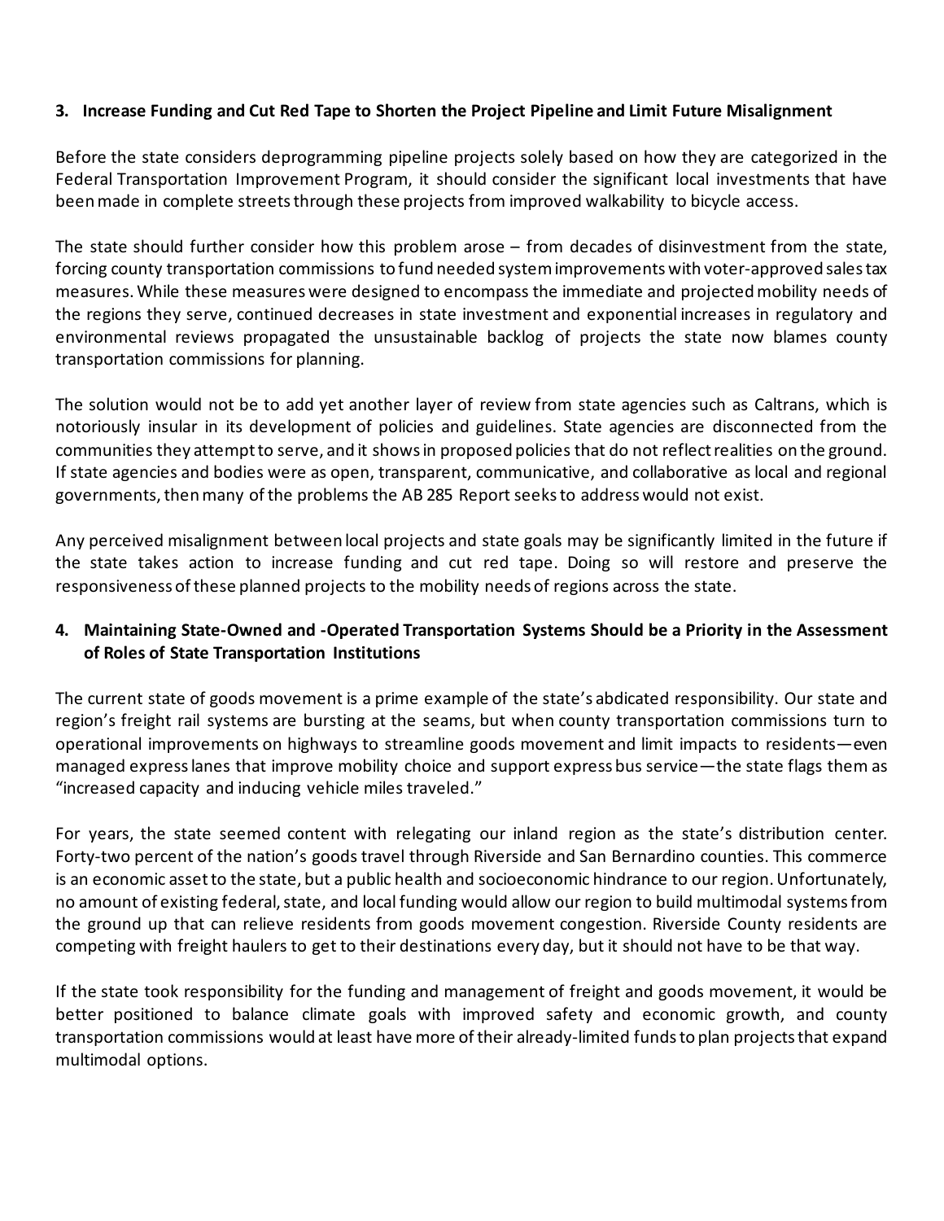### 3. Increase Funding and Cut Red Tape to Shorten the Project Pipeline and Limit Future Misalignment

Before the state considers deprogramming pipeline projects solely based on how they are categorized in the Federal Transportation Improvement Program, it should consider the significant local investments that have been made in complete streets through these projects from improved walkability to bicycle access.

The state should further consider how this problem arose – from decades of disinvestment from the state, forcing county transportation commissions to fund needed system improvements with voter-approved sales tax measures. While these measures were designed to encompass the immediate and projected mobility needs of the regions they serve, continued decreases in state investment and exponential increases in regulatory and environmental reviews propagated the unsustainable backlog of projects the state now blames county transportation commissions for planning.

The solution would not be to add yet another layer of review from state agencies such as Caltrans, which is notoriously insular in its development of policies and guidelines. State agencies are disconnected from the communities they attempt to serve, and it shows in proposed policies that do not reflect realities on the ground. If state agencies and bodies were as open, transparent, communicative, and collaborative as local and regional governments, then many of the problems the AB 285 Report seeks to address would not exist.

Any perceived misalignment between local projects and state goals may be significantly limited in the future if the state takes action to increase funding and cut red tape. Doing so will restore and preserve the responsiveness of these planned projects to the mobility needs of regions across the state.

### 4. Maintaining State-Owned and -Operated Transportation Systems Should be a Priority in the Assessment of Roles of State Transportation Institutions

The current state of goods movement is a prime example of the state's abdicated responsibility. Our state and region's freight rail systems are bursting at the seams, but when county transportation commissions turn to operational improvements on highways to streamline goods movement and limit impacts to residents—even managed express lanes that improve mobility choice and support express bus service—the state flags them as "increased capacity and inducing vehicle miles traveled."

For years, the state seemed content with relegating our inland region as the state's distribution center. Forty-two percent of the nation's goods travel through Riverside and San Bernardino counties. This commerce is an economic asset to the state, but a public health and socioeconomic hindrance to our region. Unfortunately, no amount of existing federal, state, and local funding would allow our region to build multimodal systems from the ground up that can relieve residents from goods movement congestion. Riverside County residents are competing with freight haulers to get to their destinations every day, but it should not have to be that way.

If the state took responsibility for the funding and management of freight and goods movement, it would be better positioned to balance climate goals with improved safety and economic growth, and county transportation commissions would at least have more of their already-limited funds to plan projects that expand multimodal options.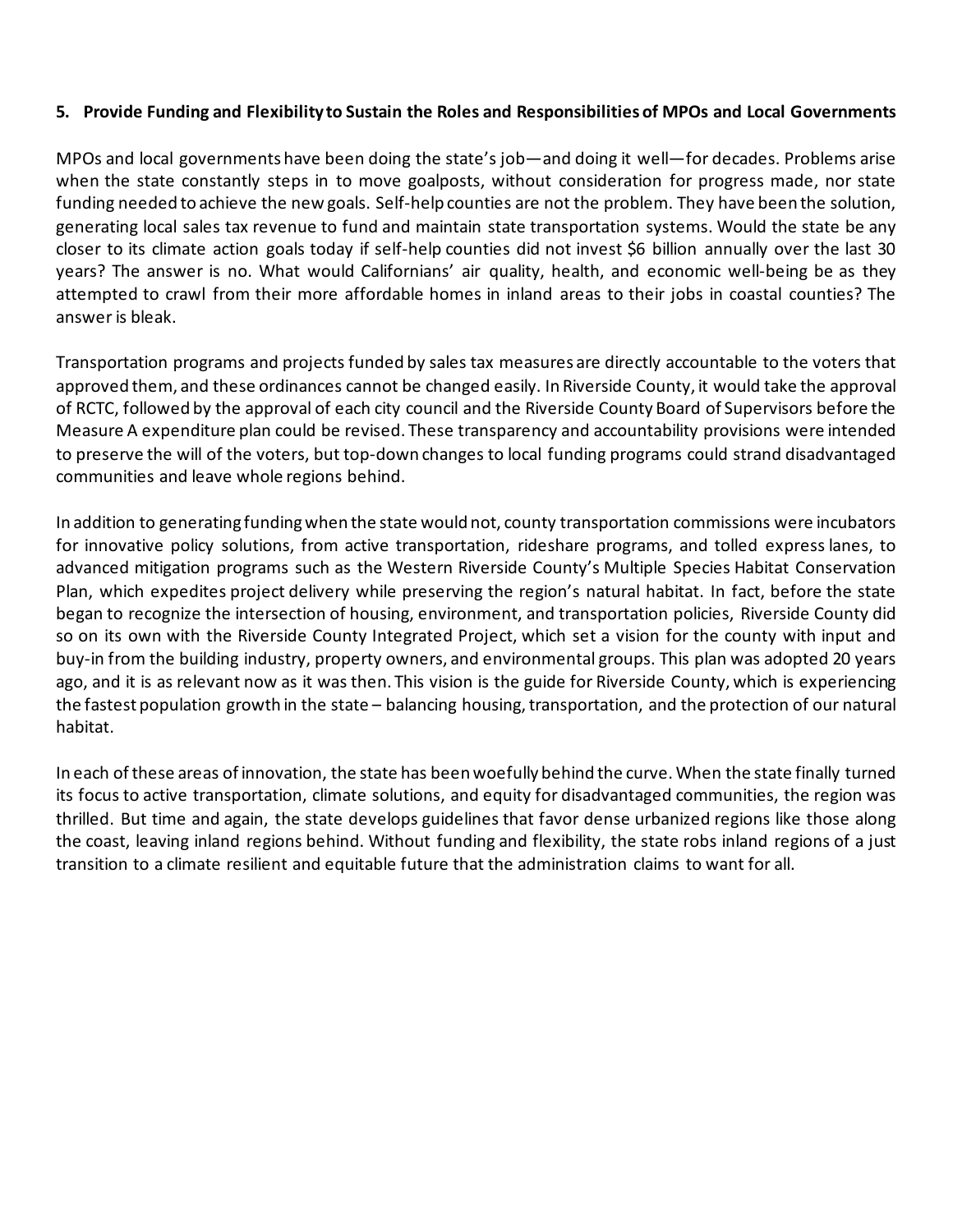**5. Provide Funding and Flexibility to Sustain the Roles and Responsibilities of MPOs and Local Governments**

MPOs and local governments have been doing the state's job—and doing it well—for decades. Problems arise when the state constantly steps in to move goalposts, without consideration for progress made, nor state funding needed to achieve the new goals. Self-help counties are not the problem. They have been the solution, generating local sales tax revenue to fund and maintain state transportation systems. Would the state be any closer to its climate action goals today if self-help counties did not invest $6 billion annually over the last 30 years? The answer is no. What would Californians' air quality, health, and economic well-being be as they attempted to crawl from their more affordable homes in inland areas to their jobs in coastal counties? The answer is bleak.

Transportation programs and projects funded by sales tax measures are directly accountable to the voters that approved them, and these ordinances cannot be changed easily. In Riverside County, it would take the approval of RCTC, followed by the approval of each city council and the Riverside County Board of Supervisors before the Measure A expenditure plan could be revised. These transparency and accountability provisions were intended to preserve the will of the voters, but top-down changes to local funding programs could strand disadvantaged communities and leave whole regions behind.

In addition to generating funding when the state would not, county transportation commissions were incubators for innovative policy solutions, from active transportation, rideshare programs, and tolled express lanes, to advanced mitigation programs such as the Western Riverside County's Multiple Species Habitat Conservation Plan, which expedites project delivery while preserving the region's natural habitat. In fact, before the state began to recognize the intersection of housing, environment, and transportation policies, Riverside County did so on its own with the Riverside County Integrated Project, which set a vision for the county with input and buy-in from the building industry, property owners, and environmental groups. This plan was adopted 20 years ago, and it is as relevant now as it was then. This vision is the guide for Riverside County, which is experiencing the fastest population growth in the state – balancing housing, transportation, and the protection of our natural habitat.

In each of these areas of innovation, the state has been woefully behind the curve. When the state finally turned its focus to active transportation, climate solutions, and equity for disadvantaged communities, the region was thrilled. But time and again, the state develops guidelines that favor dense urbanized regions like those along the coast, leaving inland regions behind. Without funding and flexibility, the state robs inland regions of a just transition to a climate resilient and equitable future that the administration claims to want for all.